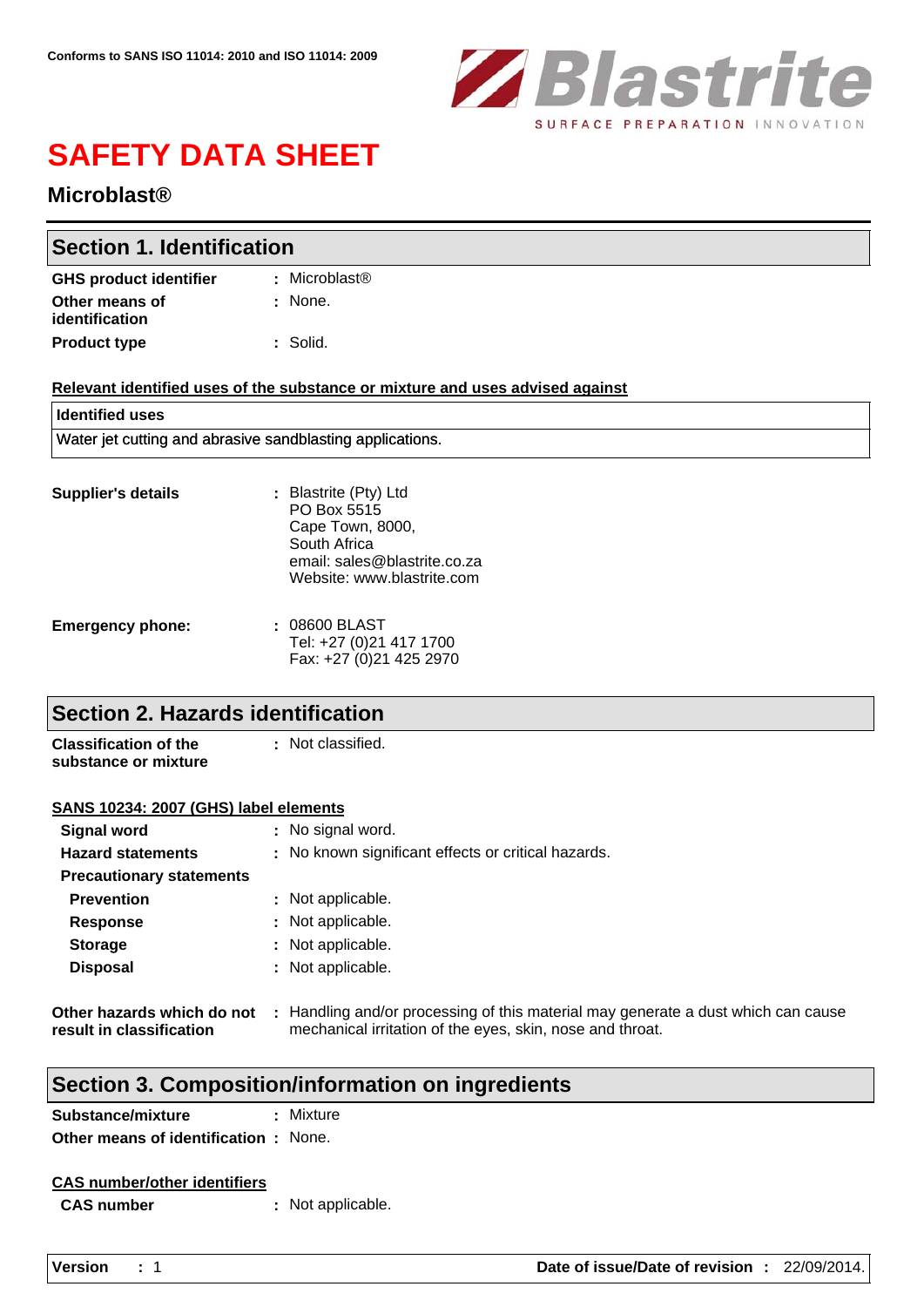Conforms to SANS ISO 11014: 2010 and ISO 11014: 2009

Blastrite
SURFACE PREPARATION INNOVATION

# SAFETY DATA SHEET

## Microblast®

## Section 1. Identification

**GHS product identifier** : Microblast®

**Other means of identification** : None.

**Product type** : Solid.

**Relevant identified uses of the substance or mixture and uses advised against**

| Identified uses |
|---|
| Water jet cutting and abrasive sandblasting applications. |

**Supplier's details** : Blastrite (Pty) Ltd
PO Box 5515
Cape Town, 8000,
South Africa
email: sales@blastrite.co.za
Website: www.blastrite.com

**Emergency phone:** : 08600 BLAST
Tel: +27 (0)21 417 1700
Fax: +27 (0)21 425 2970

## Section 2. Hazards identification

**Classification of the substance or mixture** : Not classified.

**SANS 10234: 2007 (GHS) label elements**

**Signal word** : No signal word.

**Hazard statements** : No known significant effects or critical hazards.

**Precautionary statements**

**Prevention** : Not applicable.

**Response** : Not applicable.

**Storage** : Not applicable.

**Disposal** : Not applicable.

**Other hazards which do not result in classification** : Handling and/or processing of this material may generate a dust which can cause mechanical irritation of the eyes, skin, nose and throat.

## Section 3. Composition/information on ingredients

**Substance/mixture** : Mixture

**Other means of identification** : None.

**CAS number/other identifiers**

**CAS number** : Not applicable.

**Version** : 1 **Date of issue/Date of revision** : 22/09/2014.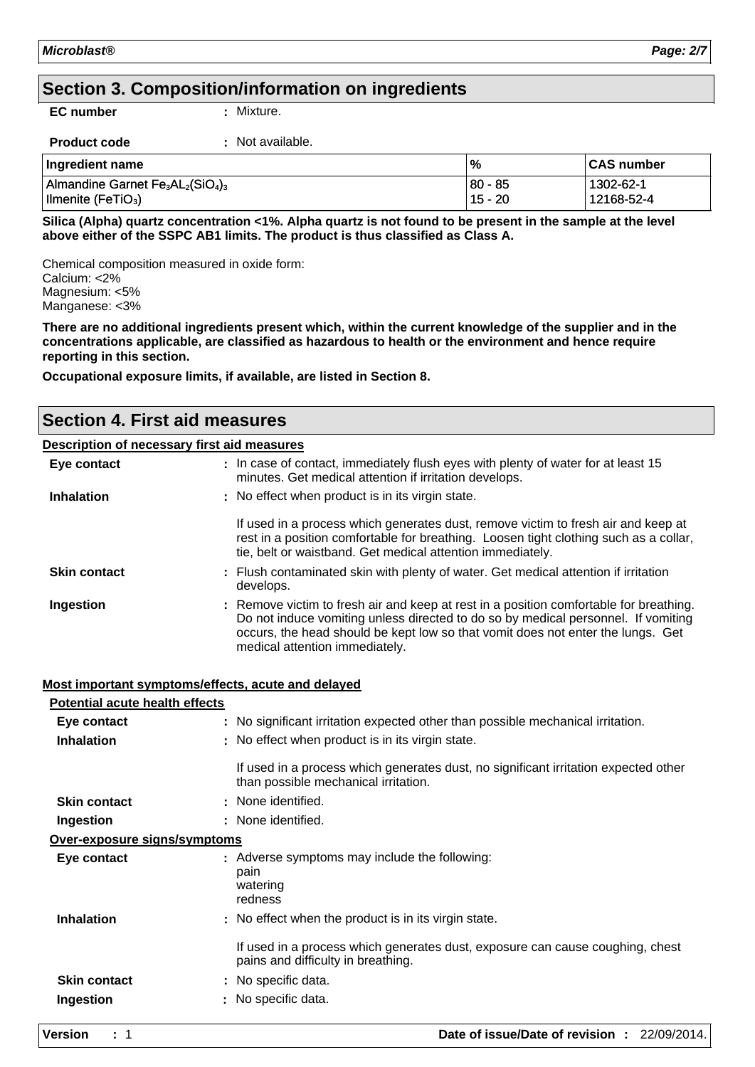## Section 3. Composition/information on ingredients

**EC number** : Mixture.

**Product code** : Not available.

| Ingredient name | % | CAS number |
|---|---|---|
| Almandine Garnet $Fe_3AL_2(SiO_4)_3$ | 80 - 85 | 1302-62-1 |
| Ilmenite ($FeTiO_3$) | 15 - 20 | 12168-52-4 |

**Silica (Alpha) quartz concentration <1%. Alpha quartz is not found to be present in the sample at the level above either of the SSPC AB1 limits. The product is thus classified as Class A.**

Chemical composition measured in oxide form:
Calcium: <2%
Magnesium: <5%
Manganese: <3%

**There are no additional ingredients present which, within the current knowledge of the supplier and in the concentrations applicable, are classified as hazardous to health or the environment and hence require reporting in this section.**

**Occupational exposure limits, if available, are listed in Section 8.**

## Section 4. First aid measures

**Description of necessary first aid measures**

**Eye contact** : In case of contact, immediately flush eyes with plenty of water for at least 15 minutes. Get medical attention if irritation develops.

**Inhalation** : No effect when product is in its virgin state.

If used in a process which generates dust, remove victim to fresh air and keep at rest in a position comfortable for breathing. Loosen tight clothing such as a collar, tie, belt or waistband. Get medical attention immediately.

**Skin contact** : Flush contaminated skin with plenty of water. Get medical attention if irritation develops.

**Ingestion** : Remove victim to fresh air and keep at rest in a position comfortable for breathing. Do not induce vomiting unless directed to do so by medical personnel. If vomiting occurs, the head should be kept low so that vomit does not enter the lungs. Get medical attention immediately.

**Most important symptoms/effects, acute and delayed**

**Potential acute health effects**

**Eye contact** : No significant irritation expected other than possible mechanical irritation.

**Inhalation** : No effect when product is in its virgin state.

If used in a process which generates dust, no significant irritation expected other than possible mechanical irritation.

**Skin contact** : None identified.

**Ingestion** : None identified.

**Over-exposure signs/symptoms**

**Eye contact** : Adverse symptoms may include the following:
pain
watering
redness

**Inhalation** : No effect when the product is in its virgin state.

If used in a process which generates dust, exposure can cause coughing, chest pains and difficulty in breathing.

**Skin contact** : No specific data.

**Ingestion** : No specific data.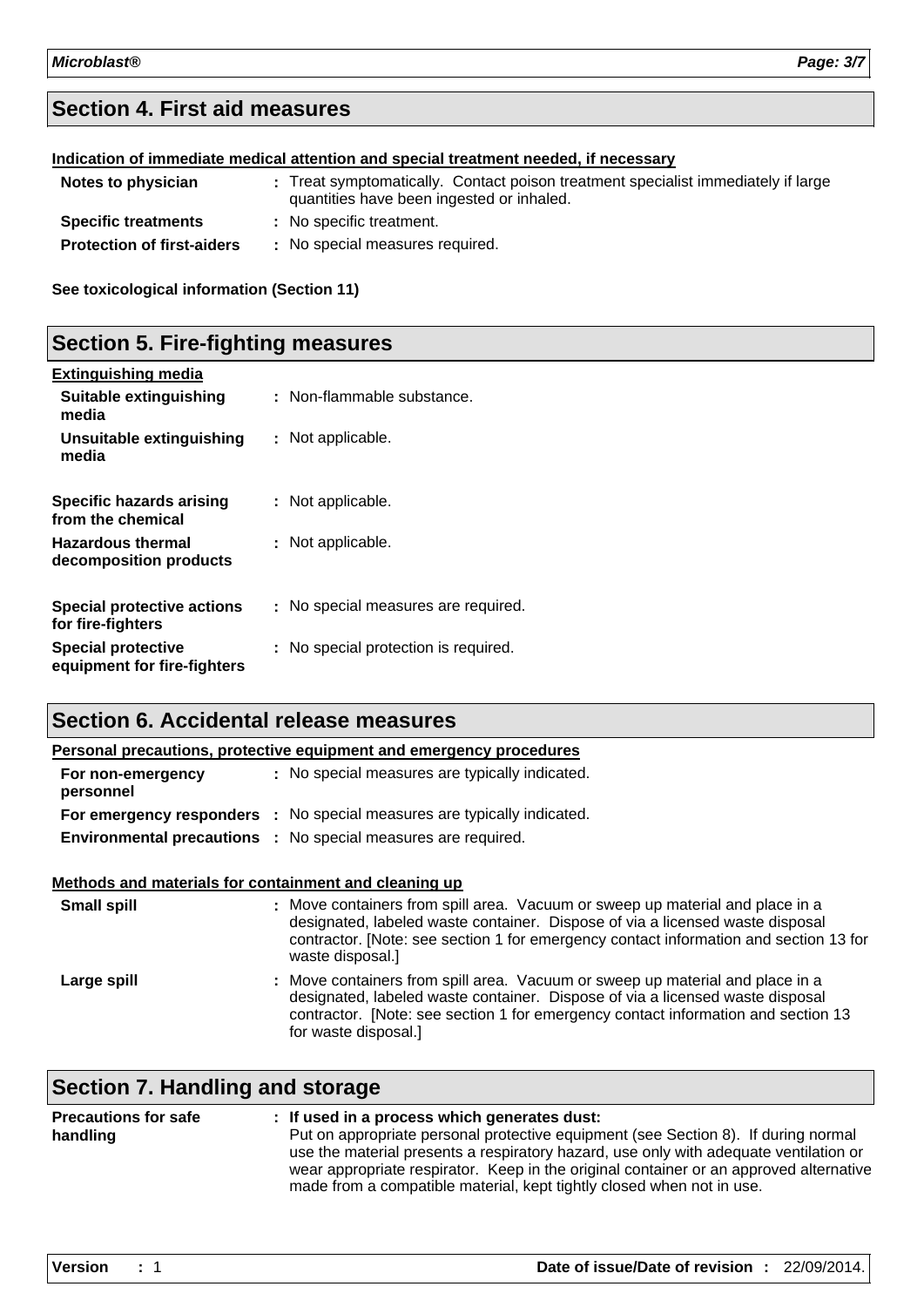## Section 4. First aid measures

**Indication of immediate medical attention and special treatment needed, if necessary**

| | |
|---|---|
| **Notes to physician** | : Treat symptomatically. Contact poison treatment specialist immediately if large quantities have been ingested or inhaled. |
| **Specific treatments** | : No specific treatment. |
| **Protection of first-aiders** | : No special measures required. |

**See toxicological information (Section 11)**

## Section 5. Fire-fighting measures

**Extinguishing media**

| | |
|---|---|
| **Suitable extinguishing media** | : Non-flammable substance. |
| **Unsuitable extinguishing media** | : Not applicable. |
| **Specific hazards arising from the chemical** | : Not applicable. |
| **Hazardous thermal decomposition products** | : Not applicable. |
| **Special protective actions for fire-fighters** | : No special measures are required. |
| **Special protective equipment for fire-fighters** | : No special protection is required. |

## Section 6. Accidental release measures

**Personal precautions, protective equipment and emergency procedures**

| | |
|---|---|
| **For non-emergency personnel** | : No special measures are typically indicated. |
| **For emergency responders** | : No special measures are typically indicated. |
| **Environmental precautions** | : No special measures are required. |

**Methods and materials for containment and cleaning up**

| | |
|---|---|
| **Small spill** | : Move containers from spill area. Vacuum or sweep up material and place in a designated, labeled waste container. Dispose of via a licensed waste disposal contractor. [Note: see section 1 for emergency contact information and section 13 for waste disposal.] |
| **Large spill** | : Move containers from spill area. Vacuum or sweep up material and place in a designated, labeled waste container. Dispose of via a licensed waste disposal contractor. [Note: see section 1 for emergency contact information and section 13 for waste disposal.] |

## Section 7. Handling and storage

| | |
|---|---|
| **Precautions for safe handling** | : **If used in a process which generates dust:** Put on appropriate personal protective equipment (see Section 8). If during normal use the material presents a respiratory hazard, use only with adequate ventilation or wear appropriate respirator. Keep in the original container or an approved alternative made from a compatible material, kept tightly closed when not in use. |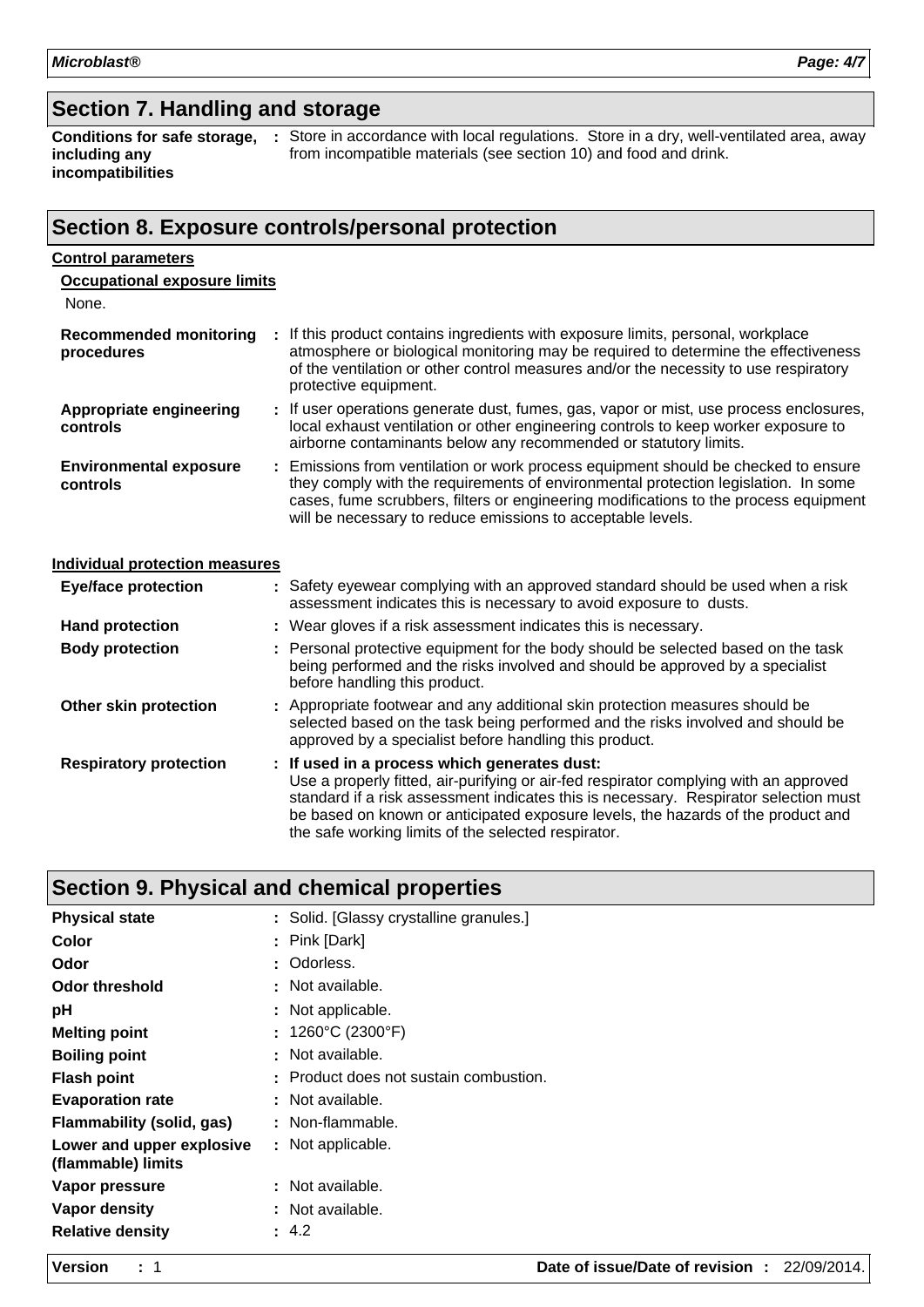## Section 7. Handling and storage

| | |
|---|---|
| **Conditions for safe storage, including any incompatibilities** | : Store in accordance with local regulations. Store in a dry, well-ventilated area, away from incompatible materials (see section 10) and food and drink. |

## Section 8. Exposure controls/personal protection

**Control parameters**

**Occupational exposure limits**

None.

| | |
|---|---|
| **Recommended monitoring procedures** | : If this product contains ingredients with exposure limits, personal, workplace atmosphere or biological monitoring may be required to determine the effectiveness of the ventilation or other control measures and/or the necessity to use respiratory protective equipment. |
| **Appropriate engineering controls** | : If user operations generate dust, fumes, gas, vapor or mist, use process enclosures, local exhaust ventilation or other engineering controls to keep worker exposure to airborne contaminants below any recommended or statutory limits. |
| **Environmental exposure controls** | : Emissions from ventilation or work process equipment should be checked to ensure they comply with the requirements of environmental protection legislation. In some cases, fume scrubbers, filters or engineering modifications to the process equipment will be necessary to reduce emissions to acceptable levels. |

**Individual protection measures**

| | |
|---|---|
| **Eye/face protection** | : Safety eyewear complying with an approved standard should be used when a risk assessment indicates this is necessary to avoid exposure to dusts. |
| **Hand protection** | : Wear gloves if a risk assessment indicates this is necessary. |
| **Body protection** | : Personal protective equipment for the body should be selected based on the task being performed and the risks involved and should be approved by a specialist before handling this product. |
| **Other skin protection** | : Appropriate footwear and any additional skin protection measures should be selected based on the task being performed and the risks involved and should be approved by a specialist before handling this product. |
| **Respiratory protection** | : **If used in a process which generates dust:** Use a properly fitted, air-purifying or air-fed respirator complying with an approved standard if a risk assessment indicates this is necessary. Respirator selection must be based on known or anticipated exposure levels, the hazards of the product and the safe working limits of the selected respirator. |

## Section 9. Physical and chemical properties

| | |
|---|---|
| **Physical state** | : Solid. [Glassy crystalline granules.] |
| **Color** | : Pink [Dark] |
| **Odor** | : Odorless. |
| **Odor threshold** | : Not available. |
| **pH** | : Not applicable. |
| **Melting point** | : 1260°C (2300°F) |
| **Boiling point** | : Not available. |
| **Flash point** | : Product does not sustain combustion. |
| **Evaporation rate** | : Not available. |
| **Flammability (solid, gas)** | : Non-flammable. |
| **Lower and upper explosive (flammable) limits** | : Not applicable. |
| **Vapor pressure** | : Not available. |
| **Vapor density** | : Not available. |
| **Relative density** | : 4.2 |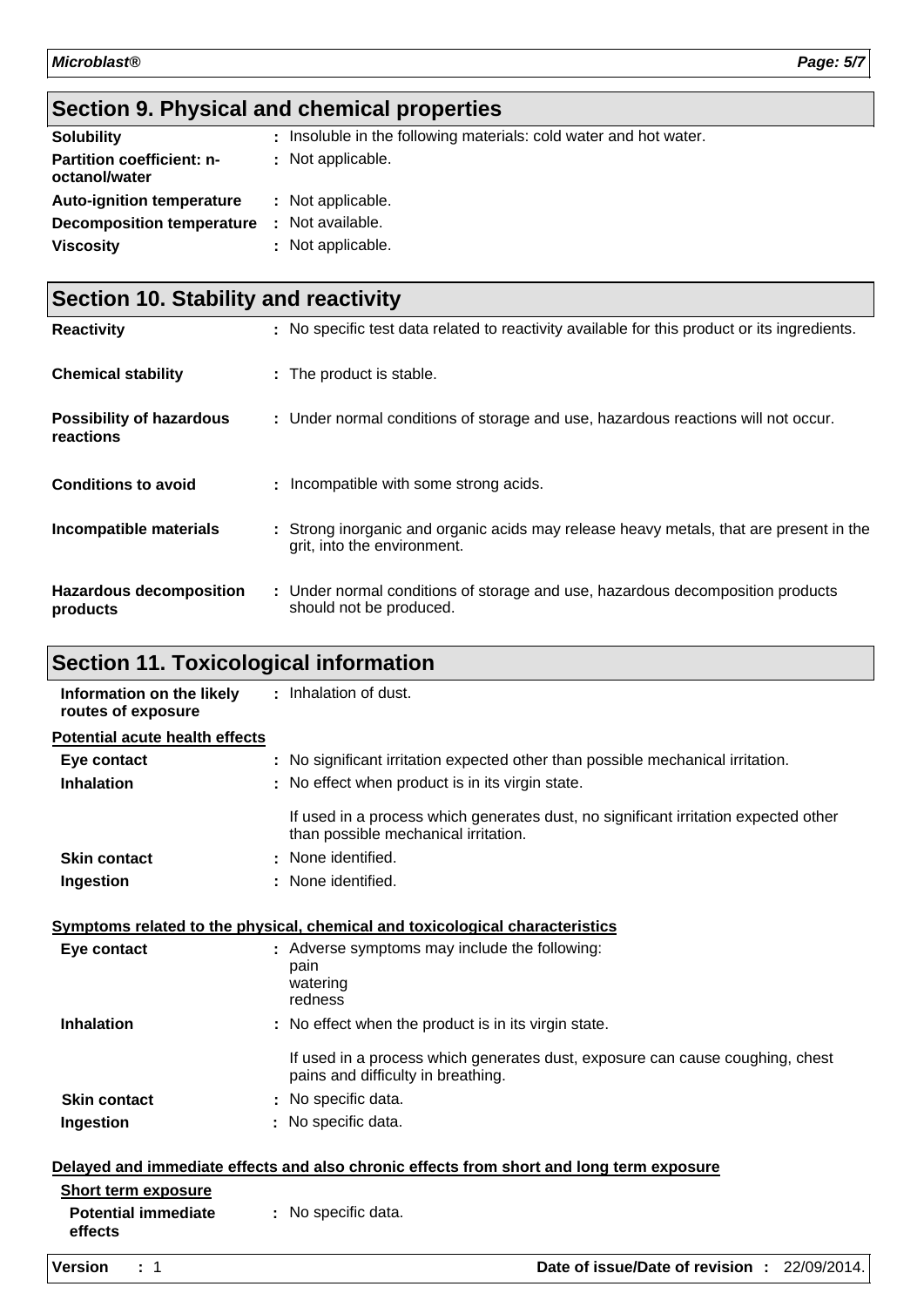## Section 9. Physical and chemical properties

| | |
|---|---|
| **Solubility** | : Insoluble in the following materials: cold water and hot water. |
| **Partition coefficient: n-octanol/water** | : Not applicable. |
| **Auto-ignition temperature** | : Not applicable. |
| **Decomposition temperature** | : Not available. |
| **Viscosity** | : Not applicable. |

## Section 10. Stability and reactivity

| | |
|---|---|
| **Reactivity** | : No specific test data related to reactivity available for this product or its ingredients. |
| **Chemical stability** | : The product is stable. |
| **Possibility of hazardous reactions** | : Under normal conditions of storage and use, hazardous reactions will not occur. |
| **Conditions to avoid** | : Incompatible with some strong acids. |
| **Incompatible materials** | : Strong inorganic and organic acids may release heavy metals, that are present in the grit, into the environment. |
| **Hazardous decomposition products** | : Under normal conditions of storage and use, hazardous decomposition products should not be produced. |

## Section 11. Toxicological information

| | |
|---|---|
| **Information on the likely routes of exposure** | : Inhalation of dust. |

**Potential acute health effects**

| | |
|---|---|
| **Eye contact** | : No significant irritation expected other than possible mechanical irritation. |
| **Inhalation** | : No effect when product is in its virgin state.<br><br>If used in a process which generates dust, no significant irritation expected other than possible mechanical irritation. |
| **Skin contact** | : None identified. |
| **Ingestion** | : None identified. |

**Symptoms related to the physical, chemical and toxicological characteristics**

| | |
|---|---|
| **Eye contact** | : Adverse symptoms may include the following:<br>pain<br>watering<br>redness |
| **Inhalation** | : No effect when the product is in its virgin state.<br><br>If used in a process which generates dust, exposure can cause coughing, chest pains and difficulty in breathing. |
| **Skin contact** | : No specific data. |
| **Ingestion** | : No specific data. |

**Delayed and immediate effects and also chronic effects from short and long term exposure**

**Short term exposure**

| | |
|---|---|
| **Potential immediate effects** | : No specific data. |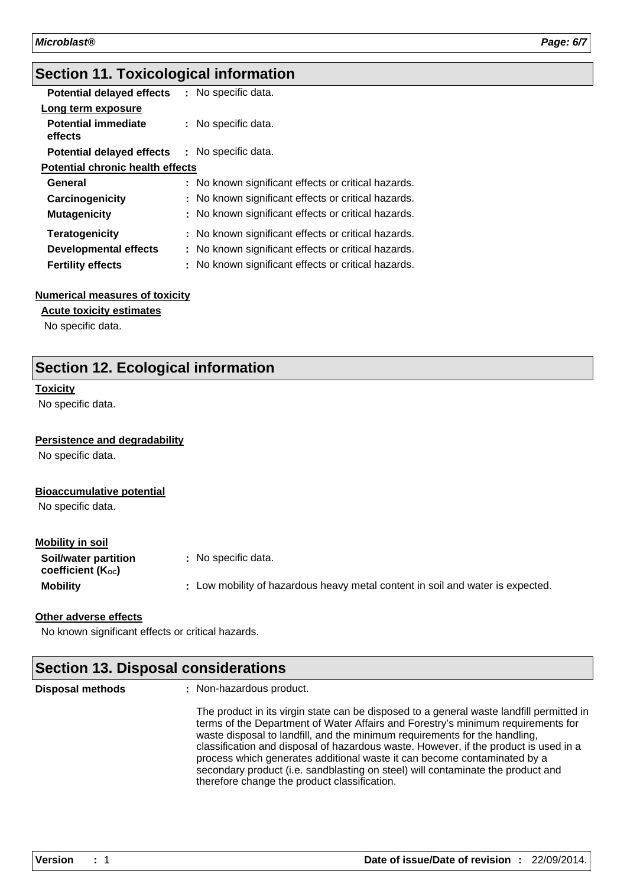## Section 11. Toxicological information

**Potential delayed effects** : No specific data.

**Long term exposure**

**Potential immediate effects** : No specific data.

**Potential delayed effects** : No specific data.

**Potential chronic health effects**

**General** : No known significant effects or critical hazards.

**Carcinogenicity** : No known significant effects or critical hazards.

**Mutagenicity** : No known significant effects or critical hazards.

**Teratogenicity** : No known significant effects or critical hazards.

**Developmental effects** : No known significant effects or critical hazards.

**Fertility effects** : No known significant effects or critical hazards.

**Numerical measures of toxicity**

**Acute toxicity estimates**

No specific data.

## Section 12. Ecological information

**Toxicity**

No specific data.

**Persistence and degradability**

No specific data.

**Bioaccumulative potential**

No specific data.

**Mobility in soil**

**Soil/water partition coefficient ($K_{OC}$)** : No specific data.

**Mobility** : Low mobility of hazardous heavy metal content in soil and water is expected.

**Other adverse effects**

No known significant effects or critical hazards.

## Section 13. Disposal considerations

**Disposal methods** : Non-hazardous product.

The product in its virgin state can be disposed to a general waste landfill permitted in terms of the Department of Water Affairs and Forestry's minimum requirements for waste disposal to landfill, and the minimum requirements for the handling, classification and disposal of hazardous waste. However, if the product is used in a process which generates additional waste it can become contaminated by a secondary product (i.e. sandblasting on steel) will contaminate the product and therefore change the product classification.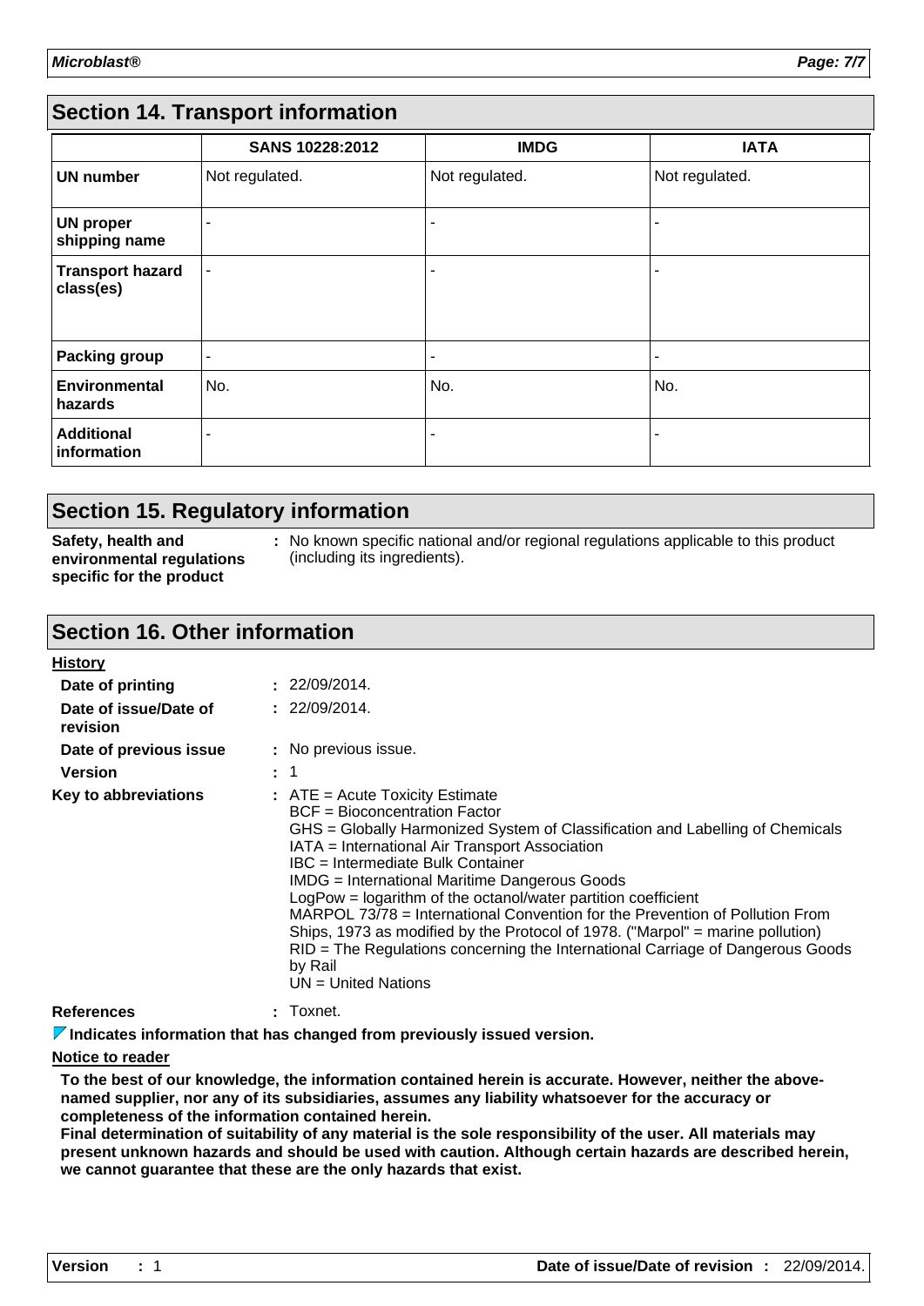## Section 14. Transport information

| | SANS 10228:2012 | IMDG | IATA |
|---|---|---|---|
| **UN number** | Not regulated. | Not regulated. | Not regulated. |
| **UN proper shipping name** | - | - | - |
| **Transport hazard class(es)** | - | - | - |
| **Packing group** | - | - | - |
| **Environmental hazards** | No. | No. | No. |
| **Additional information** | - | - | - |

## Section 15. Regulatory information

**Safety, health and environmental regulations specific for the product** : No known specific national and/or regional regulations applicable to this product (including its ingredients).

## Section 16. Other information

**History**

**Date of printing** : 22/09/2014.

**Date of issue/Date of revision** : 22/09/2014.

**Date of previous issue** : No previous issue.

**Version** : 1

**Key to abbreviations** : ATE = Acute Toxicity Estimate
BCF = Bioconcentration Factor
GHS = Globally Harmonized System of Classification and Labelling of Chemicals
IATA = International Air Transport Association
IBC = Intermediate Bulk Container
IMDG = International Maritime Dangerous Goods
LogPow = logarithm of the octanol/water partition coefficient
MARPOL 73/78 = International Convention for the Prevention of Pollution From Ships, 1973 as modified by the Protocol of 1978. ("Marpol" = marine pollution)
RID = The Regulations concerning the International Carriage of Dangerous Goods by Rail
UN = United Nations

**References** : Toxnet.

**Indicates information that has changed from previously issued version.**

**Notice to reader**

**To the best of our knowledge, the information contained herein is accurate. However, neither the above-named supplier, nor any of its subsidiaries, assumes any liability whatsoever for the accuracy or completeness of the information contained herein.**
**Final determination of suitability of any material is the sole responsibility of the user. All materials may present unknown hazards and should be used with caution. Although certain hazards are described herein, we cannot guarantee that these are the only hazards that exist.**